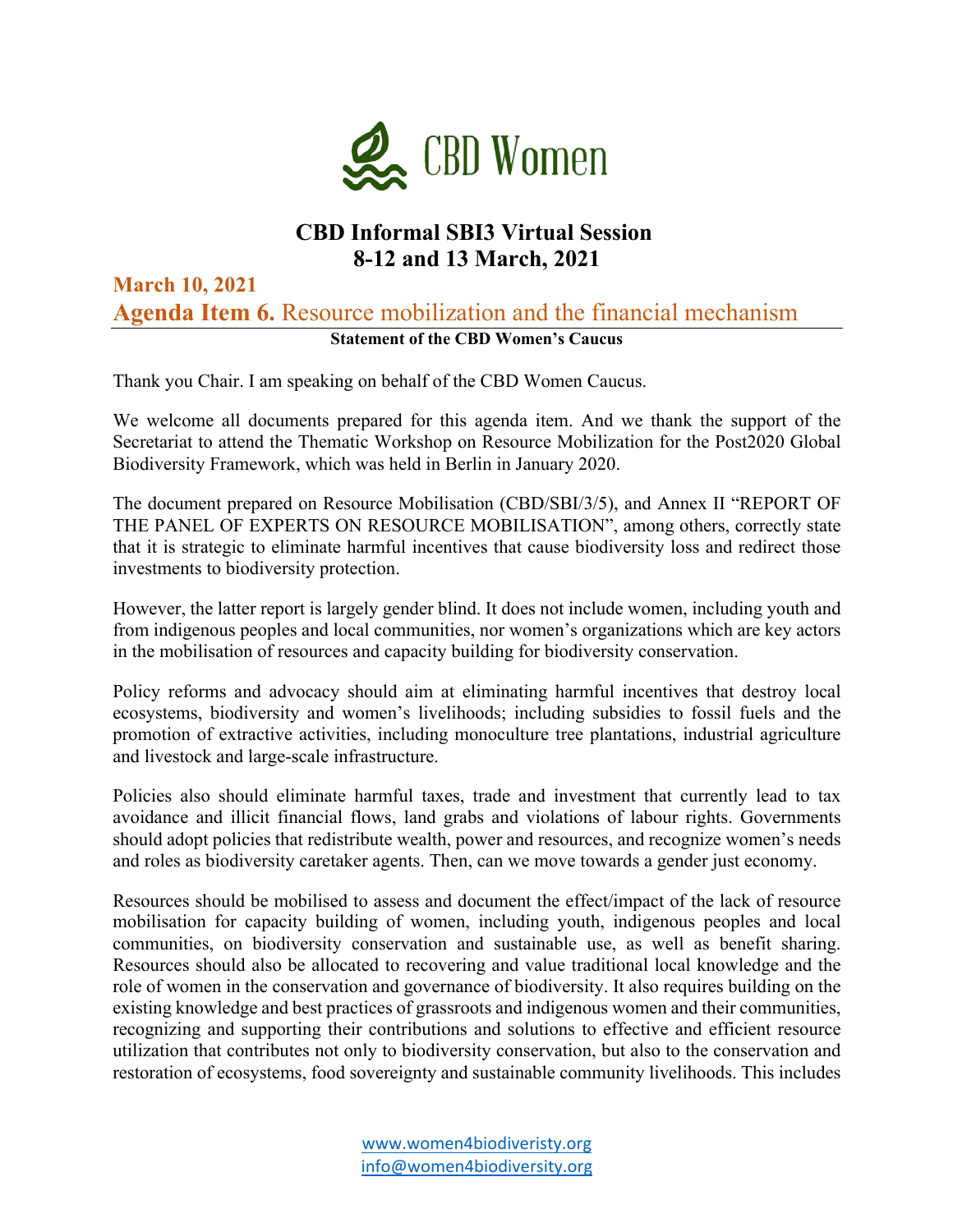CBD Women

# CBD Informal SBI3 Virtual Session
# 8-12 and 13 March, 2021

## March 10, 2021
## Agenda Item 6. Resource mobilization and the financial mechanism

**Statement of the CBD Women's Caucus**

Thank you Chair. I am speaking on behalf of the CBD Women Caucus.

We welcome all documents prepared for this agenda item. And we thank the support of the Secretariat to attend the Thematic Workshop on Resource Mobilization for the Post2020 Global Biodiversity Framework, which was held in Berlin in January 2020.

The document prepared on Resource Mobilisation (CBD/SBI/3/5), and Annex II "REPORT OF THE PANEL OF EXPERTS ON RESOURCE MOBILISATION", among others, correctly state that it is strategic to eliminate harmful incentives that cause biodiversity loss and redirect those investments to biodiversity protection.

However, the latter report is largely gender blind. It does not include women, including youth and from indigenous peoples and local communities, nor women's organizations which are key actors in the mobilisation of resources and capacity building for biodiversity conservation.

Policy reforms and advocacy should aim at eliminating harmful incentives that destroy local ecosystems, biodiversity and women's livelihoods; including subsidies to fossil fuels and the promotion of extractive activities, including monoculture tree plantations, industrial agriculture and livestock and large-scale infrastructure.

Policies also should eliminate harmful taxes, trade and investment that currently lead to tax avoidance and illicit financial flows, land grabs and violations of labour rights. Governments should adopt policies that redistribute wealth, power and resources, and recognize women's needs and roles as biodiversity caretaker agents. Then, can we move towards a gender just economy.

Resources should be mobilised to assess and document the effect/impact of the lack of resource mobilisation for capacity building of women, including youth, indigenous peoples and local communities, on biodiversity conservation and sustainable use, as well as benefit sharing. Resources should also be allocated to recovering and value traditional local knowledge and the role of women in the conservation and governance of biodiversity. It also requires building on the existing knowledge and best practices of grassroots and indigenous women and their communities, recognizing and supporting their contributions and solutions to effective and efficient resource utilization that contributes not only to biodiversity conservation, but also to the conservation and restoration of ecosystems, food sovereignty and sustainable community livelihoods. This includes

www.women4biodiveristy.org
info@women4biodiversity.org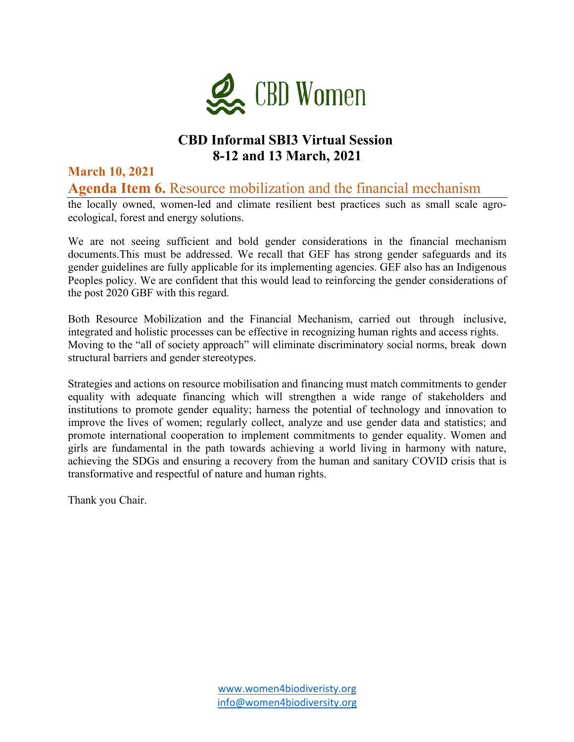CBD Women

**CBD Informal SBI3 Virtual Session**
**8-12 and 13 March, 2021**

**March 10, 2021**

## **Agenda Item 6.** Resource mobilization and the financial mechanism

the locally owned, women-led and climate resilient best practices such as small scale agro-ecological, forest and energy solutions.

We are not seeing sufficient and bold gender considerations in the financial mechanism documents.This must be addressed. We recall that GEF has strong gender safeguards and its gender guidelines are fully applicable for its implementing agencies. GEF also has an Indigenous Peoples policy. We are confident that this would lead to reinforcing the gender considerations of the post 2020 GBF with this regard.

Both Resource Mobilization and the Financial Mechanism, carried out through inclusive, integrated and holistic processes can be effective in recognizing human rights and access rights. Moving to the "all of society approach" will eliminate discriminatory social norms, break down structural barriers and gender stereotypes.

Strategies and actions on resource mobilisation and financing must match commitments to gender equality with adequate financing which will strengthen a wide range of stakeholders and institutions to promote gender equality; harness the potential of technology and innovation to improve the lives of women; regularly collect, analyze and use gender data and statistics; and promote international cooperation to implement commitments to gender equality. Women and girls are fundamental in the path towards achieving a world living in harmony with nature, achieving the SDGs and ensuring a recovery from the human and sanitary COVID crisis that is transformative and respectful of nature and human rights.

Thank you Chair.

www.women4biodiveristy.org
info@women4biodiversity.org